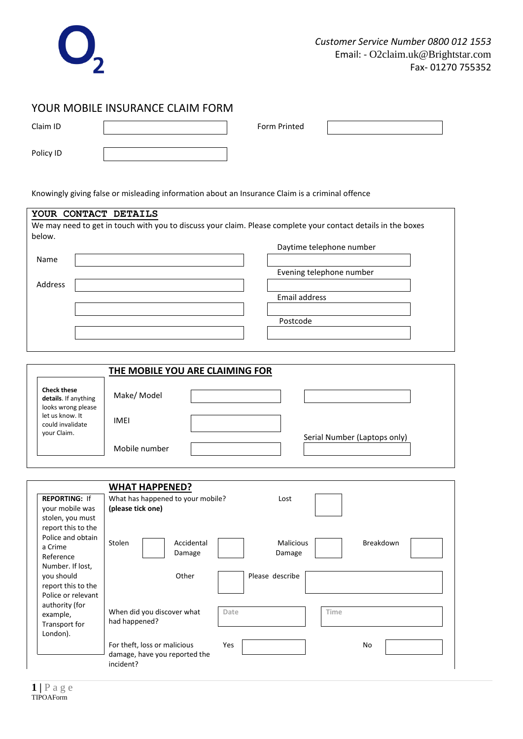Customer Service Number 0800 012 1553
Email: - O2claim.uk@Brightstar.com
Fax- 01270 755352

# YOUR MOBILE INSURANCE CLAIM FORM

| Claim ID | | Form Printed | |
|---|---|---|---|
| Policy ID | | | |

Knowingly giving false or misleading information about an Insurance Claim is a criminal offence

## YOUR CONTACT DETAILS

We may need to get in touch with you to discuss your claim. Please complete your contact details in the boxes below.

| | | |
|---|---|---|
| Name | | Daytime telephone number |
| Address | | Evening telephone number |
| | | Email address |
| | | Postcode |

## THE MOBILE YOU ARE CLAIMING FOR

**Check these details**. If anything looks wrong please let us know. It could invalidate your Claim.

| | | |
|---|---|---|
| Make/ Model | | |
| IMEI | | Serial Number (Laptops only) |
| Mobile number | | |

## WHAT HAPPENED?

**REPORTING:** If your mobile was stolen, you must report this to the Police and obtain a Crime Reference Number. If lost, you should report this to the Police or relevant authority (for example, Transport for London).

What has happened to your mobile? **(please tick one)**

- Lost
- Stolen
- Accidental Damage
- Malicious Damage
- Breakdown
- Other — Please describe

When did you discover what had happened? Date ____ Time ____

For theft, loss or malicious damage, have you reported the incident? Yes ____ No ____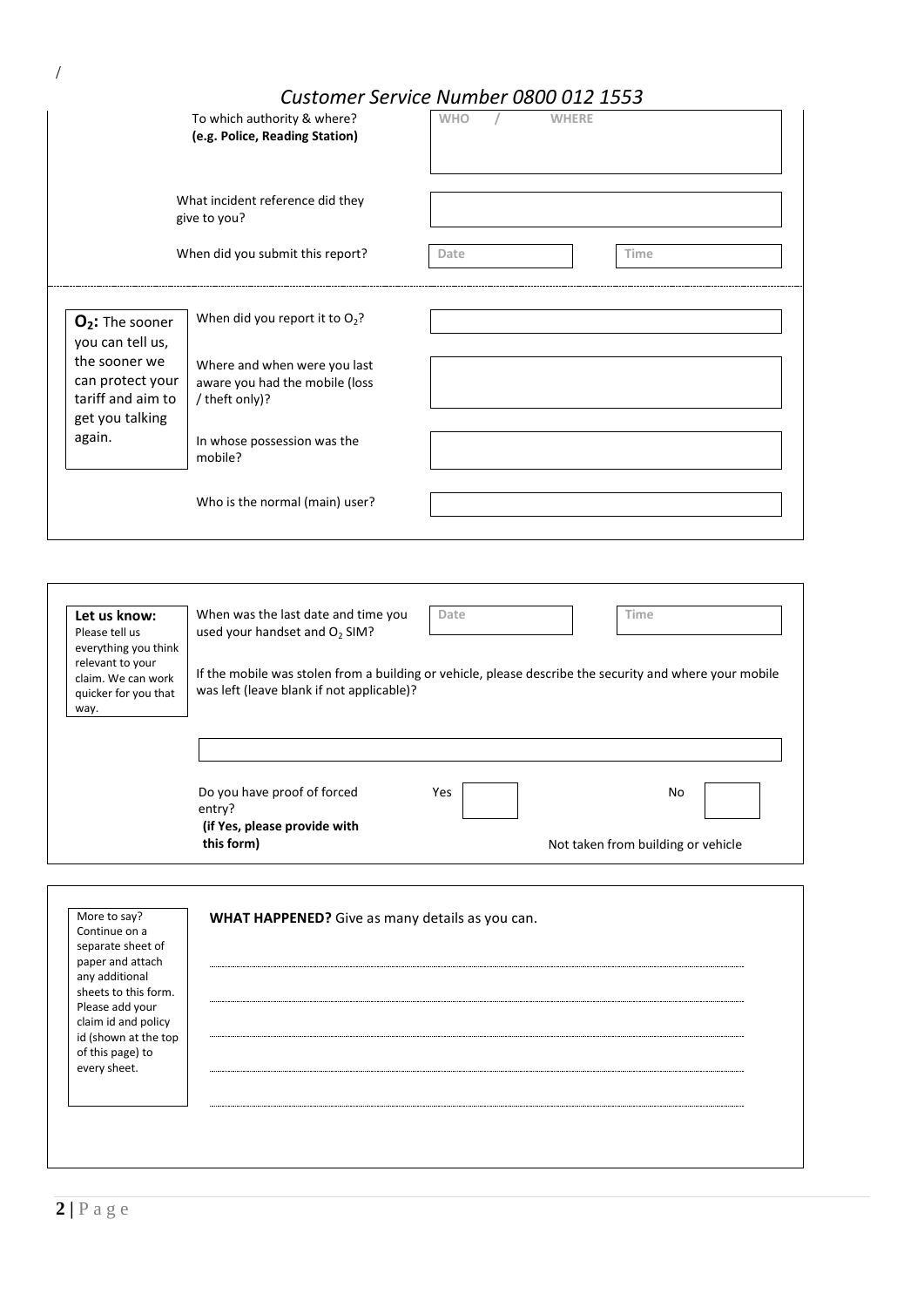/

*Customer Service Number 0800 012 1553*

| | | |
|---|---|---|
| | To which authority & where? **(e.g. Police, Reading Station)** | WHO / WHERE |
| | What incident reference did they give to you? | |
| | When did you submit this report? | Date / Time |

| | | |
|---|---|---|
| **$O_2$:** The sooner you can tell us, the sooner we can protect your tariff and aim to get you talking again. | When did you report it to $O_2$? | |
| | Where and when were you last aware you had the mobile (loss / theft only)? | |
| | In whose possession was the mobile? | |
| | Who is the normal (main) user? | |

| | | |
|---|---|---|
| **Let us know:** Please tell us everything you think relevant to your claim. We can work quicker for you that way. | When was the last date and time you used your handset and $O_2$ SIM? | Date / Time |

If the mobile was stolen from a building or vehicle, please describe the security and where your mobile was left (leave blank if not applicable)?

| Do you have proof of forced entry? **(if Yes, please provide with this form)** | Yes ☐ | No ☐ |
|---|---|---|
| | | Not taken from building or vehicle |

More to say? Continue on a separate sheet of paper and attach any additional sheets to this form. Please add your claim id and policy id (shown at the top of this page) to every sheet.

**WHAT HAPPENED?** Give as many details as you can.

..............................................................................................................................

..............................................................................................................................

..............................................................................................................................

..............................................................................................................................

..............................................................................................................................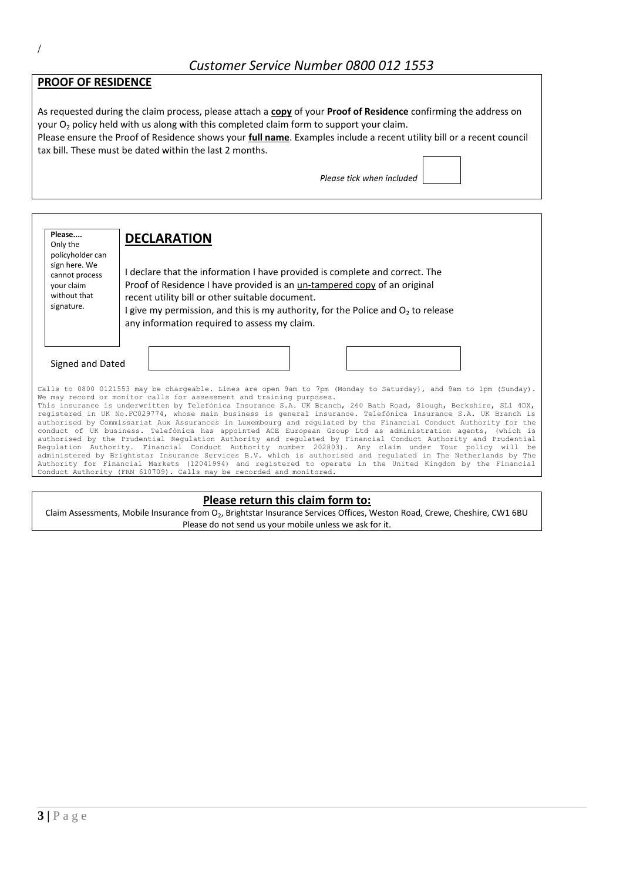/

*Customer Service Number 0800 012 1553*

## PROOF OF RESIDENCE

As requested during the claim process, please attach a **copy** of your **Proof of Residence** confirming the address on your $O_2$ policy held with us along with this completed claim form to support your claim.
Please ensure the Proof of Residence shows your **full name**. Examples include a recent utility bill or a recent council tax bill. These must be dated within the last 2 months.

*Please tick when included* ☐

**Please....**
Only the policyholder can sign here. We cannot process your claim without that signature.

## DECLARATION

I declare that the information I have provided is complete and correct. The Proof of Residence I have provided is an un-tampered copy of an original recent utility bill or other suitable document.
I give my permission, and this is my authority, for the Police and $O_2$ to release any information required to assess my claim.

Signed and Dated

Calls to 0800 0121553 may be chargeable. Lines are open 9am to 7pm (Monday to Saturday), and 9am to 1pm (Sunday). We may record or monitor calls for assessment and training purposes.
This insurance is underwritten by Telefónica Insurance S.A. UK Branch, 260 Bath Road, Slough, Berkshire, SL1 4DX, registered in UK No.FC029774, whose main business is general insurance. Telefónica Insurance S.A. UK Branch is authorised by Commissariat Aux Assurances in Luxembourg and regulated by the Financial Conduct Authority for the conduct of UK business. Telefónica has appointed ACE European Group Ltd as administration agents, (which is authorised by the Prudential Regulation Authority and regulated by Financial Conduct Authority and Prudential Regulation Authority. Financial Conduct Authority number 202803). Any claim under Your policy will be administered by Brightstar Insurance Services B.V. which is authorised and regulated in The Netherlands by The Authority for Financial Markets (12041994) and registered to operate in the United Kingdom by the Financial Conduct Authority (FRN 610709). Calls may be recorded and monitored.

**Please return this claim form to:**

Claim Assessments, Mobile Insurance from $O_2$, Brightstar Insurance Services Offices, Weston Road, Crewe, Cheshire, CW1 6BU
Please do not send us your mobile unless we ask for it.